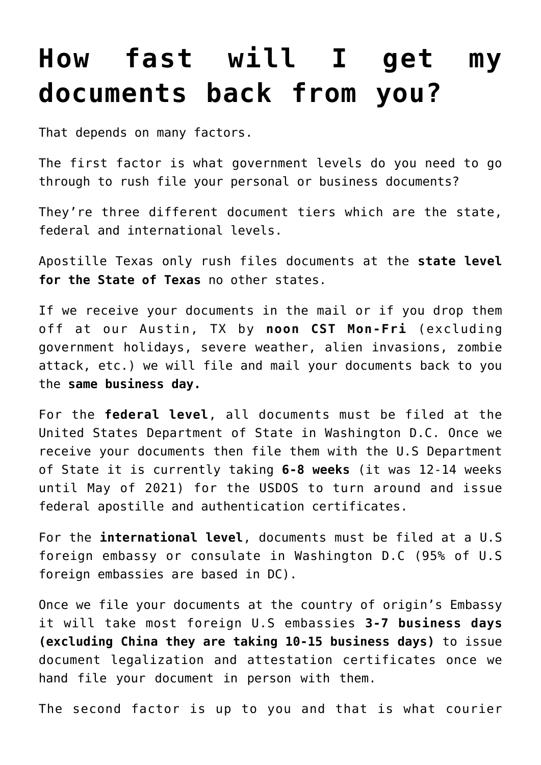# How fast will I get my documents back from you?

That depends on many factors.

The first factor is what government levels do you need to go through to rush file your personal or business documents?

They're three different document tiers which are the state, federal and international levels.

Apostille Texas only rush files documents at the **state level for the State of Texas** no other states.

If we receive your documents in the mail or if you drop them off at our Austin, TX by **noon CST Mon-Fri** (excluding government holidays, severe weather, alien invasions, zombie attack, etc.) we will file and mail your documents back to you the **same business day.**

For the **federal level**, all documents must be filed at the United States Department of State in Washington D.C. Once we receive your documents then file them with the U.S Department of State it is currently taking **6-8 weeks** (it was 12-14 weeks until May of 2021) for the USDOS to turn around and issue federal apostille and authentication certificates.

For the **international level**, documents must be filed at a U.S foreign embassy or consulate in Washington D.C (95% of U.S foreign embassies are based in DC).

Once we file your documents at the country of origin's Embassy it will take most foreign U.S embassies **3-7 business days (excluding China they are taking 10-15 business days)** to issue document legalization and attestation certificates once we hand file your document in person with them.

The second factor is up to you and that is what courier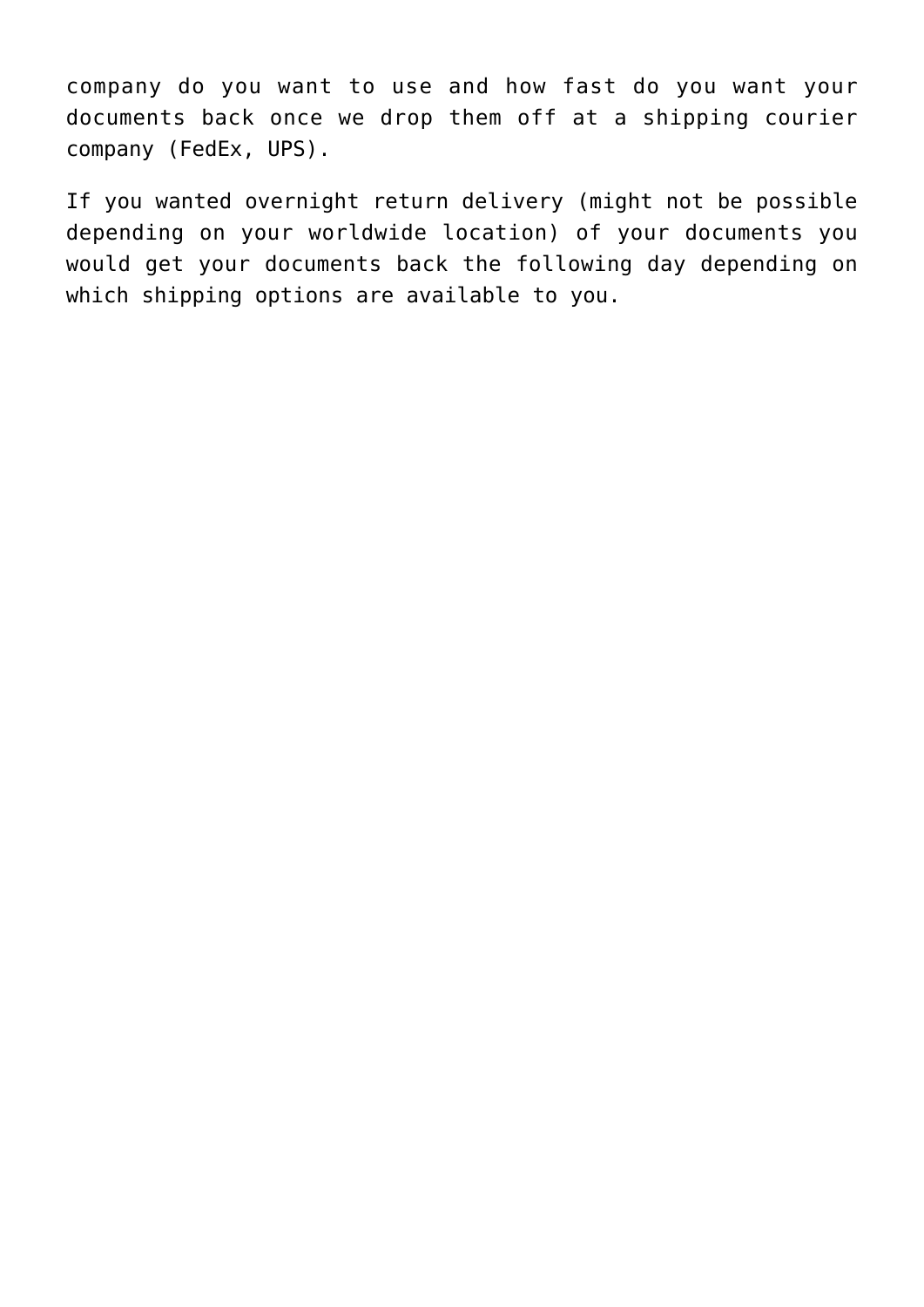company do you want to use and how fast do you want your documents back once we drop them off at a shipping courier company (FedEx, UPS).

If you wanted overnight return delivery (might not be possible depending on your worldwide location) of your documents you would get your documents back the following day depending on which shipping options are available to you.